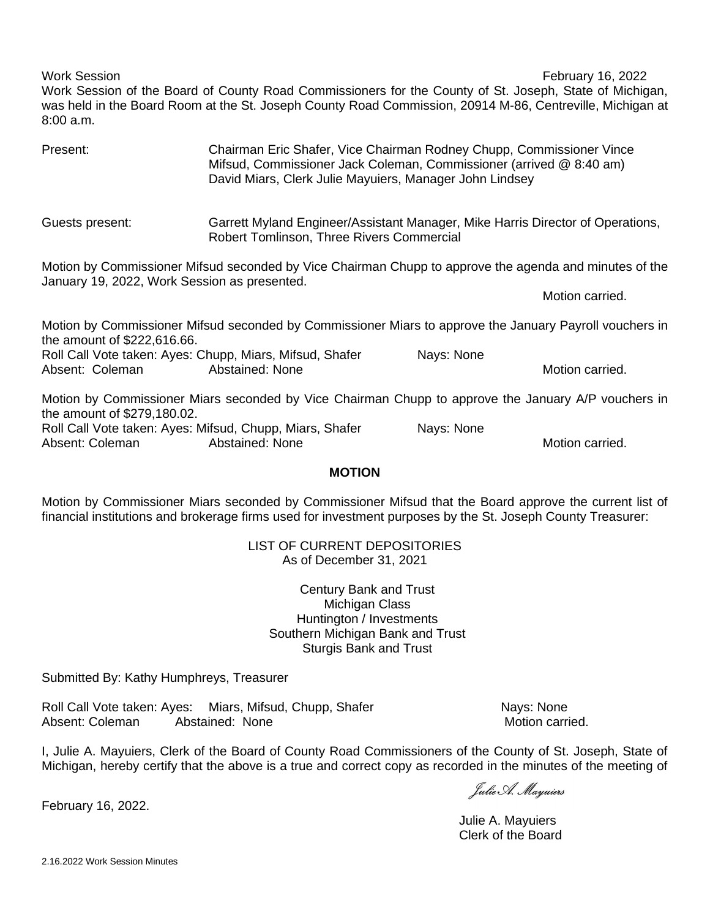Work Session February 16, 2022

Work Session of the Board of County Road Commissioners for the County of St. Joseph, State of Michigan, was held in the Board Room at the St. Joseph County Road Commission, 20914 M-86, Centreville, Michigan at 8:00 a.m.

Present: Chairman Eric Shafer, Vice Chairman Rodney Chupp, Commissioner Vince Mifsud, Commissioner Jack Coleman, Commissioner (arrived @ 8:40 am) David Miars, Clerk Julie Mayuiers, Manager John Lindsey

Guests present: Garrett Myland Engineer/Assistant Manager, Mike Harris Director of Operations, Robert Tomlinson, Three Rivers Commercial

Motion by Commissioner Mifsud seconded by Vice Chairman Chupp to approve the agenda and minutes of the January 19, 2022, Work Session as presented.

Motion carried.

Motion by Commissioner Mifsud seconded by Commissioner Miars to approve the January Payroll vouchers in the amount of $222,616.66.

Roll Call Vote taken: Ayes: Chupp, Miars, Mifsud, Shafer Nays: None
Absent: Coleman Abstained: None Motion carried.

Motion by Commissioner Miars seconded by Vice Chairman Chupp to approve the January A/P vouchers in the amount of $279,180.02.

Roll Call Vote taken: Ayes: Mifsud, Chupp, Miars, Shafer Nays: None
Absent: Coleman Abstained: None Motion carried.

**MOTION**

Motion by Commissioner Miars seconded by Commissioner Mifsud that the Board approve the current list of financial institutions and brokerage firms used for investment purposes by the St. Joseph County Treasurer:

LIST OF CURRENT DEPOSITORIES
As of December 31, 2021

Century Bank and Trust
Michigan Class
Huntington / Investments
Southern Michigan Bank and Trust
Sturgis Bank and Trust

Submitted By: Kathy Humphreys, Treasurer

Roll Call Vote taken: Ayes: Miars, Mifsud, Chupp, Shafer Nays: None
Absent: Coleman Abstained: None Motion carried.

I, Julie A. Mayuiers, Clerk of the Board of County Road Commissioners of the County of St. Joseph, State of Michigan, hereby certify that the above is a true and correct copy as recorded in the minutes of the meeting of February 16, 2022.

*Julie A. Mayuiers*

Julie A. Mayuiers
Clerk of the Board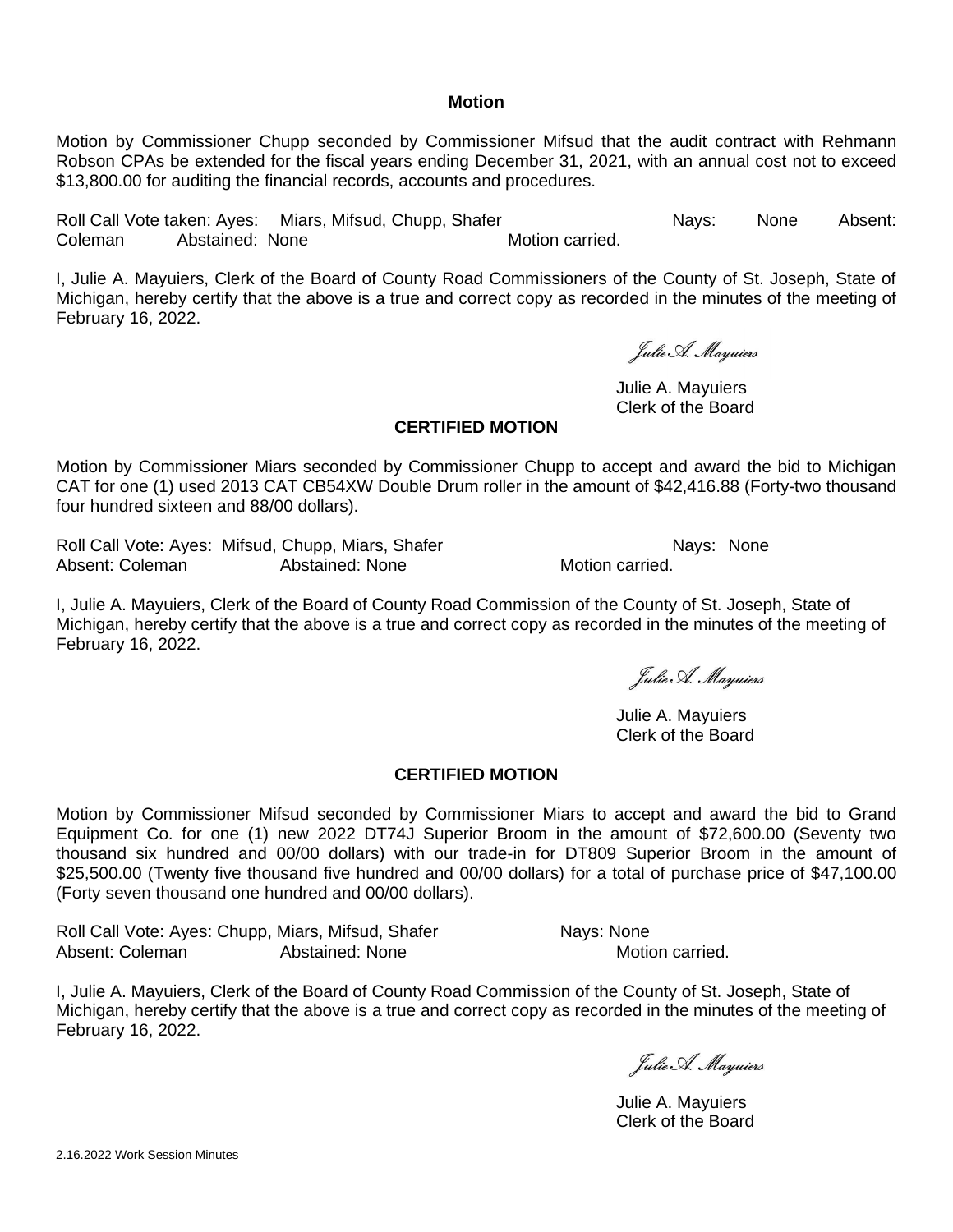**Motion**

Motion by Commissioner Chupp seconded by Commissioner Mifsud that the audit contract with Rehmann Robson CPAs be extended for the fiscal years ending December 31, 2021, with an annual cost not to exceed $13,800.00 for auditing the financial records, accounts and procedures.

Roll Call Vote taken: Ayes: Miars, Mifsud, Chupp, Shafer Nays: None Absent: Coleman Abstained: None Motion carried.

I, Julie A. Mayuiers, Clerk of the Board of County Road Commissioners of the County of St. Joseph, State of Michigan, hereby certify that the above is a true and correct copy as recorded in the minutes of the meeting of February 16, 2022.

*Julie A. Mayuiers*

Julie A. Mayuiers
Clerk of the Board

**CERTIFIED MOTION**

Motion by Commissioner Miars seconded by Commissioner Chupp to accept and award the bid to Michigan CAT for one (1) used 2013 CAT CB54XW Double Drum roller in the amount of $42,416.88 (Forty-two thousand four hundred sixteen and 88/00 dollars).

Roll Call Vote: Ayes: Mifsud, Chupp, Miars, Shafer Nays: None
Absent: Coleman Abstained: None Motion carried.

I, Julie A. Mayuiers, Clerk of the Board of County Road Commission of the County of St. Joseph, State of Michigan, hereby certify that the above is a true and correct copy as recorded in the minutes of the meeting of February 16, 2022.

*Julie A. Mayuiers*

Julie A. Mayuiers
Clerk of the Board

**CERTIFIED MOTION**

Motion by Commissioner Mifsud seconded by Commissioner Miars to accept and award the bid to Grand Equipment Co. for one (1) new 2022 DT74J Superior Broom in the amount of $72,600.00 (Seventy two thousand six hundred and 00/00 dollars) with our trade-in for DT809 Superior Broom in the amount of $25,500.00 (Twenty five thousand five hundred and 00/00 dollars) for a total of purchase price of $47,100.00 (Forty seven thousand one hundred and 00/00 dollars).

Roll Call Vote: Ayes: Chupp, Miars, Mifsud, Shafer Nays: None
Absent: Coleman Abstained: None Motion carried.

I, Julie A. Mayuiers, Clerk of the Board of County Road Commission of the County of St. Joseph, State of Michigan, hereby certify that the above is a true and correct copy as recorded in the minutes of the meeting of February 16, 2022.

*Julie A. Mayuiers*

Julie A. Mayuiers
Clerk of the Board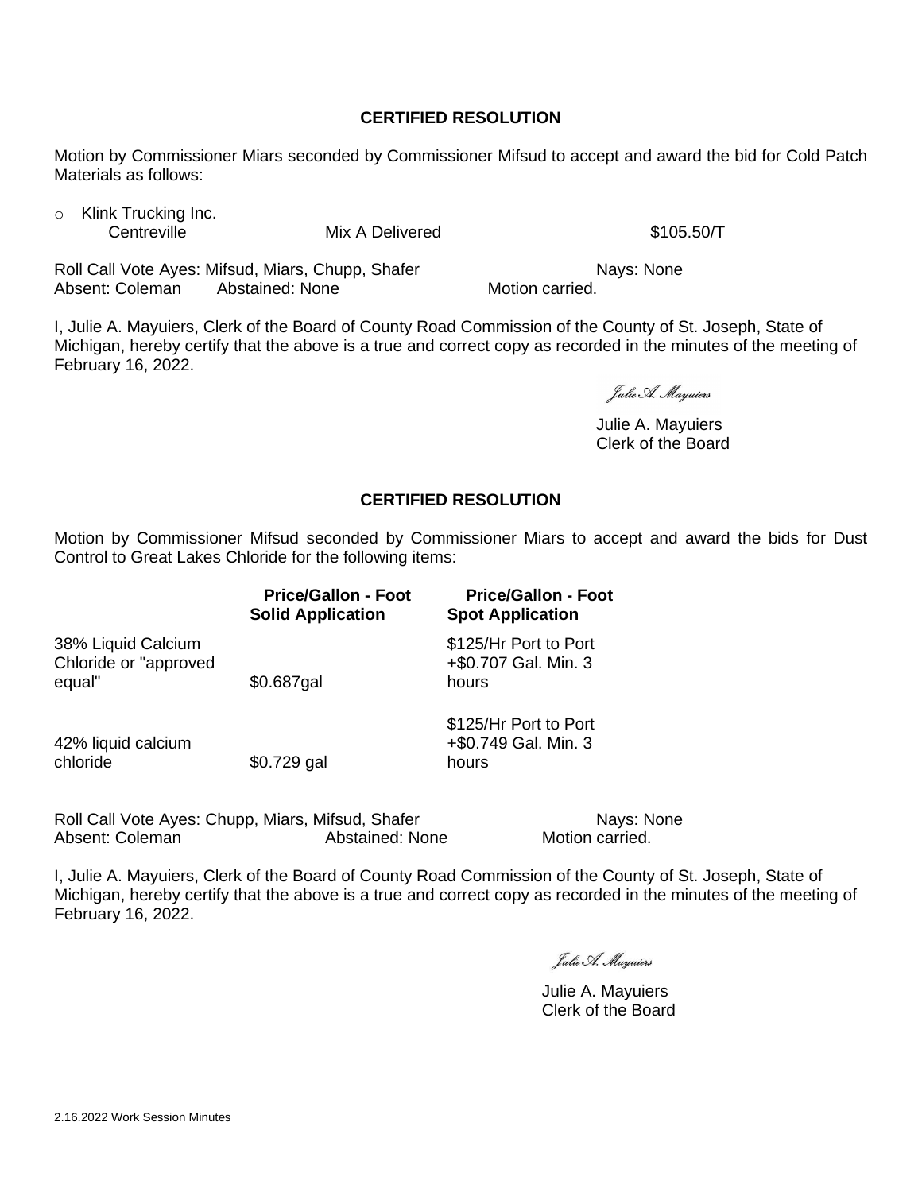**CERTIFIED RESOLUTION**

Motion by Commissioner Miars seconded by Commissioner Mifsud to accept and award the bid for Cold Patch Materials as follows:

- Klink Trucking Inc.
  Centreville Mix A Delivered $105.50/T

Roll Call Vote Ayes: Mifsud, Miars, Chupp, Shafer Nays: None
Absent: Coleman Abstained: None Motion carried.

I, Julie A. Mayuiers, Clerk of the Board of County Road Commission of the County of St. Joseph, State of Michigan, hereby certify that the above is a true and correct copy as recorded in the minutes of the meeting of February 16, 2022.

*Julie A. Mayuiers*

Julie A. Mayuiers
Clerk of the Board

**CERTIFIED RESOLUTION**

Motion by Commissioner Mifsud seconded by Commissioner Miars to accept and award the bids for Dust Control to Great Lakes Chloride for the following items:

| | **Price/Gallon - Foot Solid Application** | **Price/Gallon - Foot Spot Application** |
|---|---|---|
| 38% Liquid Calcium Chloride or "approved equal" | $0.687gal | $125/Hr Port to Port +$0.707 Gal. Min. 3 hours |
| 42% liquid calcium chloride | $0.729 gal | $125/Hr Port to Port +$0.749 Gal. Min. 3 hours |

Roll Call Vote Ayes: Chupp, Miars, Mifsud, Shafer Nays: None
Absent: Coleman Abstained: None Motion carried.

I, Julie A. Mayuiers, Clerk of the Board of County Road Commission of the County of St. Joseph, State of Michigan, hereby certify that the above is a true and correct copy as recorded in the minutes of the meeting of February 16, 2022.

*Julie A. Mayuiers*

Julie A. Mayuiers
Clerk of the Board

2.16.2022 Work Session Minutes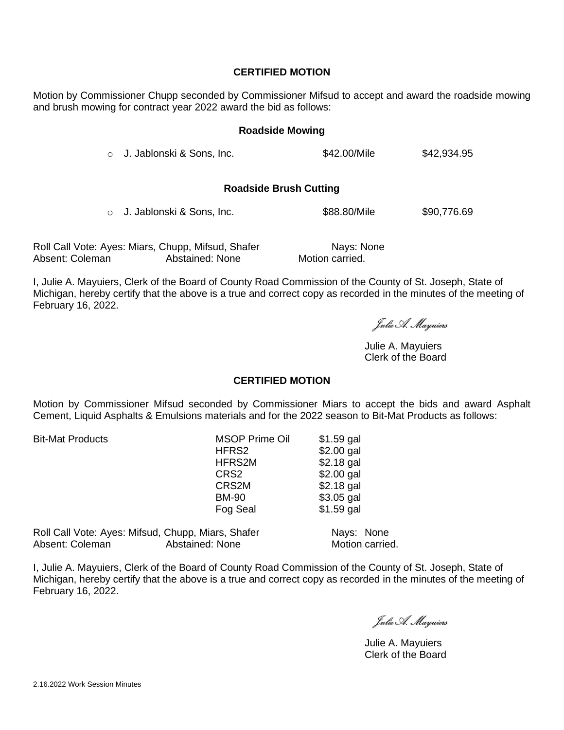**CERTIFIED MOTION**

Motion by Commissioner Chupp seconded by Commissioner Mifsud to accept and award the roadside mowing and brush mowing for contract year 2022 award the bid as follows:

**Roadside Mowing**

- J. Jablonski & Sons, Inc. $42.00/Mile $42,934.95

**Roadside Brush Cutting**

- J. Jablonski & Sons, Inc. $88.80/Mile $90,776.69

Roll Call Vote: Ayes: Miars, Chupp, Mifsud, Shafer Nays: None
Absent: Coleman Abstained: None Motion carried.

I, Julie A. Mayuiers, Clerk of the Board of County Road Commission of the County of St. Joseph, State of Michigan, hereby certify that the above is a true and correct copy as recorded in the minutes of the meeting of February 16, 2022.

*Julie A. Mayuiers*

Julie A. Mayuiers
Clerk of the Board

**CERTIFIED MOTION**

Motion by Commissioner Mifsud seconded by Commissioner Miars to accept the bids and award Asphalt Cement, Liquid Asphalts & Emulsions materials and for the 2022 season to Bit-Mat Products as follows:

| Bit-Mat Products | MSOP Prime Oil | $1.59 gal |
|---|---|---|
| | HFRS2 | $2.00 gal |
| | HFRS2M | $2.18 gal |
| | CRS2 | $2.00 gal |
| | CRS2M | $2.18 gal |
| | BM-90 | $3.05 gal |
| | Fog Seal | $1.59 gal |

Roll Call Vote: Ayes: Mifsud, Chupp, Miars, Shafer Nays: None
Absent: Coleman Abstained: None Motion carried.

I, Julie A. Mayuiers, Clerk of the Board of County Road Commission of the County of St. Joseph, State of Michigan, hereby certify that the above is a true and correct copy as recorded in the minutes of the meeting of February 16, 2022.

*Julie A. Mayuiers*

Julie A. Mayuiers
Clerk of the Board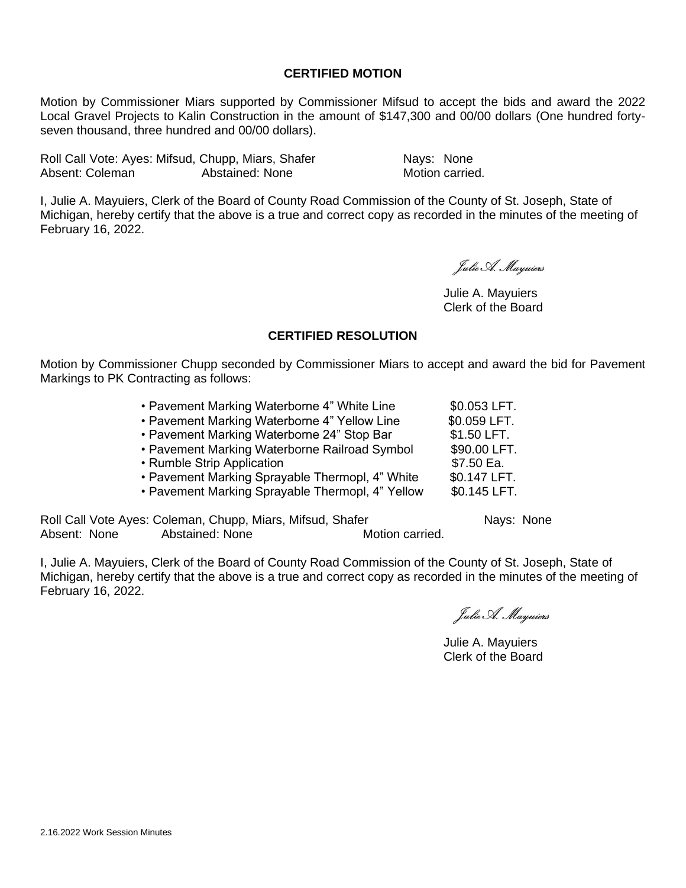**CERTIFIED MOTION**

Motion by Commissioner Miars supported by Commissioner Mifsud to accept the bids and award the 2022 Local Gravel Projects to Kalin Construction in the amount of $147,300 and 00/00 dollars (One hundred forty-seven thousand, three hundred and 00/00 dollars).

Roll Call Vote: Ayes: Mifsud, Chupp, Miars, Shafer     Nays: None
Absent: Coleman     Abstained: None     Motion carried.

I, Julie A. Mayuiers, Clerk of the Board of County Road Commission of the County of St. Joseph, State of Michigan, hereby certify that the above is a true and correct copy as recorded in the minutes of the meeting of February 16, 2022.

*Julie A. Mayuiers*

Julie A. Mayuiers
Clerk of the Board

**CERTIFIED RESOLUTION**

Motion by Commissioner Chupp seconded by Commissioner Miars to accept and award the bid for Pavement Markings to PK Contracting as follows:

- Pavement Marking Waterborne 4" White Line     $0.053 LFT.
- Pavement Marking Waterborne 4" Yellow Line     $0.059 LFT.
- Pavement Marking Waterborne 24" Stop Bar     $1.50 LFT.
- Pavement Marking Waterborne Railroad Symbol     $90.00 LFT.
- Rumble Strip Application     $7.50 Ea.
- Pavement Marking Sprayable Thermopl, 4" White     $0.147 LFT.
- Pavement Marking Sprayable Thermopl, 4" Yellow     $0.145 LFT.

Roll Call Vote Ayes: Coleman, Chupp, Miars, Mifsud, Shafer     Nays: None
Absent: None     Abstained: None     Motion carried.

I, Julie A. Mayuiers, Clerk of the Board of County Road Commission of the County of St. Joseph, State of Michigan, hereby certify that the above is a true and correct copy as recorded in the minutes of the meeting of February 16, 2022.

*Julie A. Mayuiers*

Julie A. Mayuiers
Clerk of the Board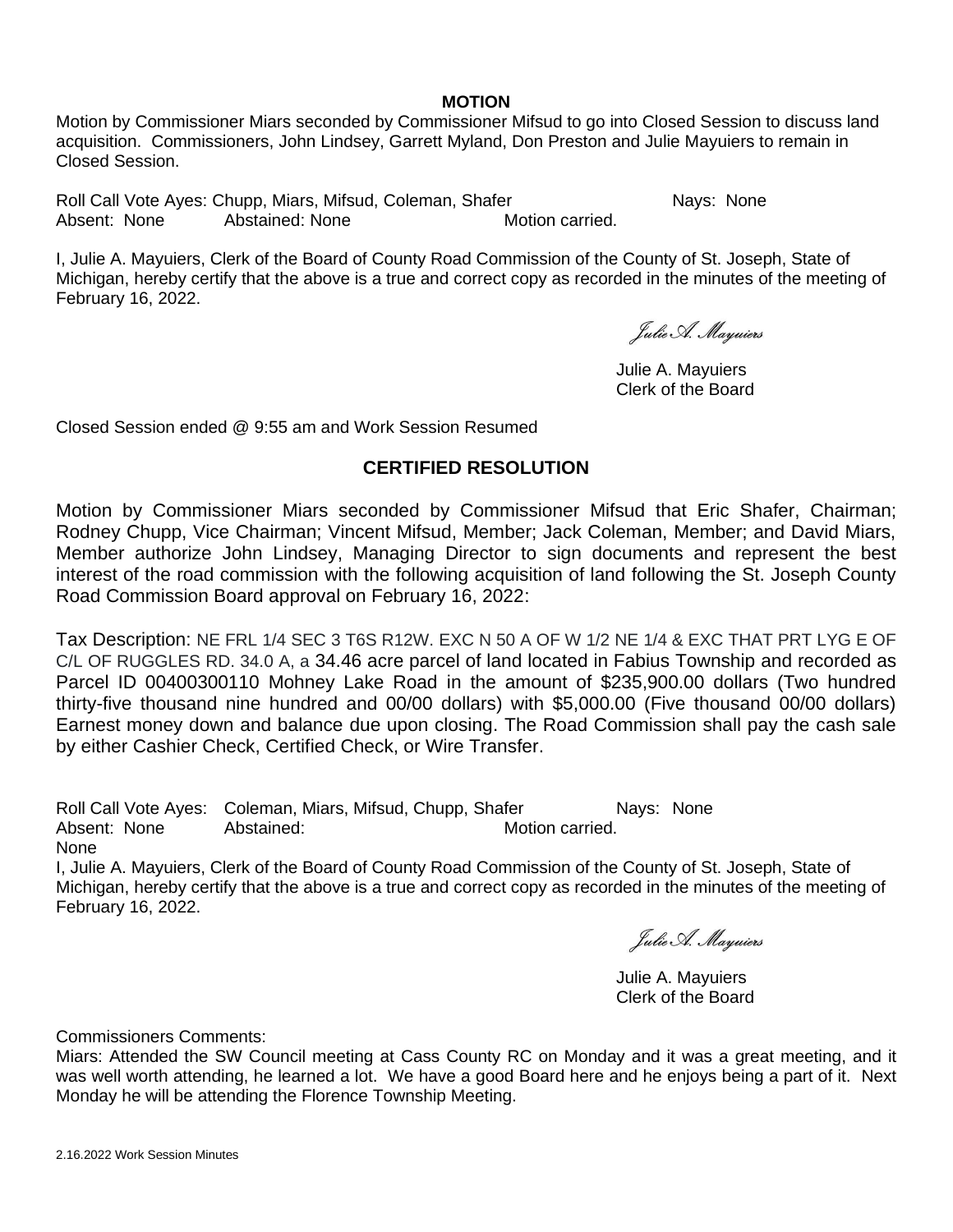**MOTION**

Motion by Commissioner Miars seconded by Commissioner Mifsud to go into Closed Session to discuss land acquisition. Commissioners, John Lindsey, Garrett Myland, Don Preston and Julie Mayuiers to remain in Closed Session.

Roll Call Vote Ayes: Chupp, Miars, Mifsud, Coleman, Shafer  Nays: None
Absent: None  Abstained: None  Motion carried.

I, Julie A. Mayuiers, Clerk of the Board of County Road Commission of the County of St. Joseph, State of Michigan, hereby certify that the above is a true and correct copy as recorded in the minutes of the meeting of February 16, 2022.

*Julie A. Mayuiers*

Julie A. Mayuiers
Clerk of the Board

Closed Session ended @ 9:55 am and Work Session Resumed

## CERTIFIED RESOLUTION

Motion by Commissioner Miars seconded by Commissioner Mifsud that Eric Shafer, Chairman; Rodney Chupp, Vice Chairman; Vincent Mifsud, Member; Jack Coleman, Member; and David Miars, Member authorize John Lindsey, Managing Director to sign documents and represent the best interest of the road commission with the following acquisition of land following the St. Joseph County Road Commission Board approval on February 16, 2022:

Tax Description: NE FRL 1/4 SEC 3 T6S R12W. EXC N 50 A OF W 1/2 NE 1/4 & EXC THAT PRT LYG E OF C/L OF RUGGLES RD. 34.0 A, a 34.46 acre parcel of land located in Fabius Township and recorded as Parcel ID 00400300110 Mohney Lake Road in the amount of $235,900.00 dollars (Two hundred thirty-five thousand nine hundred and 00/00 dollars) with $5,000.00 (Five thousand 00/00 dollars) Earnest money down and balance due upon closing. The Road Commission shall pay the cash sale by either Cashier Check, Certified Check, or Wire Transfer.

Roll Call Vote Ayes: Coleman, Miars, Mifsud, Chupp, Shafer  Nays: None
Absent: None  Abstained: None  Motion carried.

I, Julie A. Mayuiers, Clerk of the Board of County Road Commission of the County of St. Joseph, State of Michigan, hereby certify that the above is a true and correct copy as recorded in the minutes of the meeting of February 16, 2022.

*Julie A. Mayuiers*

Julie A. Mayuiers
Clerk of the Board

Commissioners Comments:
Miars: Attended the SW Council meeting at Cass County RC on Monday and it was a great meeting, and it was well worth attending, he learned a lot. We have a good Board here and he enjoys being a part of it. Next Monday he will be attending the Florence Township Meeting.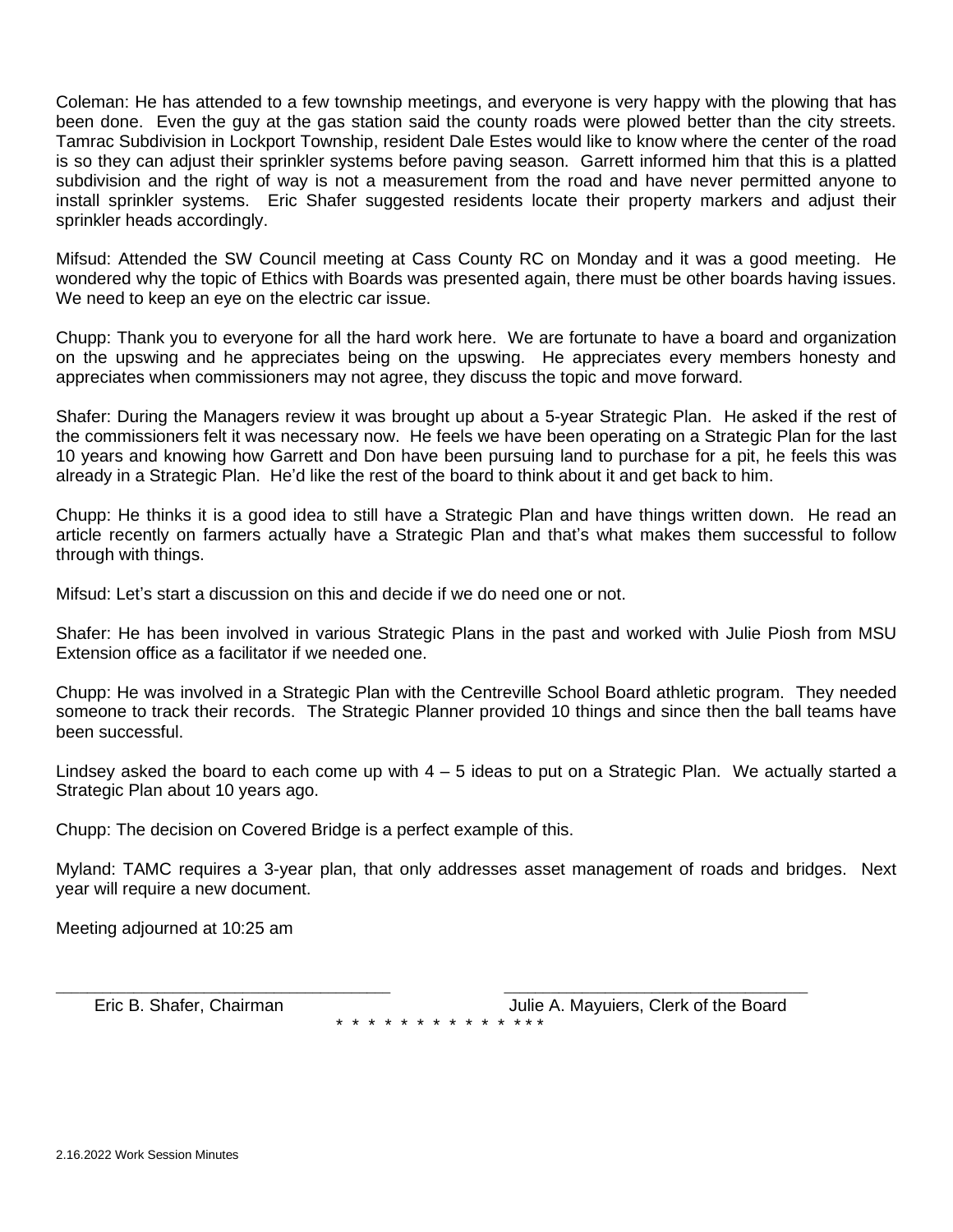Coleman: He has attended to a few township meetings, and everyone is very happy with the plowing that has been done. Even the guy at the gas station said the county roads were plowed better than the city streets. Tamrac Subdivision in Lockport Township, resident Dale Estes would like to know where the center of the road is so they can adjust their sprinkler systems before paving season. Garrett informed him that this is a platted subdivision and the right of way is not a measurement from the road and have never permitted anyone to install sprinkler systems. Eric Shafer suggested residents locate their property markers and adjust their sprinkler heads accordingly.

Mifsud: Attended the SW Council meeting at Cass County RC on Monday and it was a good meeting. He wondered why the topic of Ethics with Boards was presented again, there must be other boards having issues. We need to keep an eye on the electric car issue.

Chupp: Thank you to everyone for all the hard work here. We are fortunate to have a board and organization on the upswing and he appreciates being on the upswing. He appreciates every members honesty and appreciates when commissioners may not agree, they discuss the topic and move forward.

Shafer: During the Managers review it was brought up about a 5-year Strategic Plan. He asked if the rest of the commissioners felt it was necessary now. He feels we have been operating on a Strategic Plan for the last 10 years and knowing how Garrett and Don have been pursuing land to purchase for a pit, he feels this was already in a Strategic Plan. He'd like the rest of the board to think about it and get back to him.

Chupp: He thinks it is a good idea to still have a Strategic Plan and have things written down. He read an article recently on farmers actually have a Strategic Plan and that's what makes them successful to follow through with things.

Mifsud: Let's start a discussion on this and decide if we do need one or not.

Shafer: He has been involved in various Strategic Plans in the past and worked with Julie Piosh from MSU Extension office as a facilitator if we needed one.

Chupp: He was involved in a Strategic Plan with the Centreville School Board athletic program. They needed someone to track their records. The Strategic Planner provided 10 things and since then the ball teams have been successful.

Lindsey asked the board to each come up with 4 – 5 ideas to put on a Strategic Plan. We actually started a Strategic Plan about 10 years ago.

Chupp: The decision on Covered Bridge is a perfect example of this.

Myland: TAMC requires a 3-year plan, that only addresses asset management of roads and bridges. Next year will require a new document.

Meeting adjourned at 10:25 am

\_\_\_\_\_\_\_\_\_\_\_\_\_\_\_\_\_\_\_\_\_\_\_\_\_\_\_\_\_\_\_\_\_\_\_\_ \_\_\_\_\_\_\_\_\_\_\_\_\_\_\_\_\_\_\_\_\_\_\_\_\_\_\_\_\_\_\_\_\_\_\_\_

Eric B. Shafer, Chairman Julie A. Mayuiers, Clerk of the Board

* * * * * * * * * * * * * * *